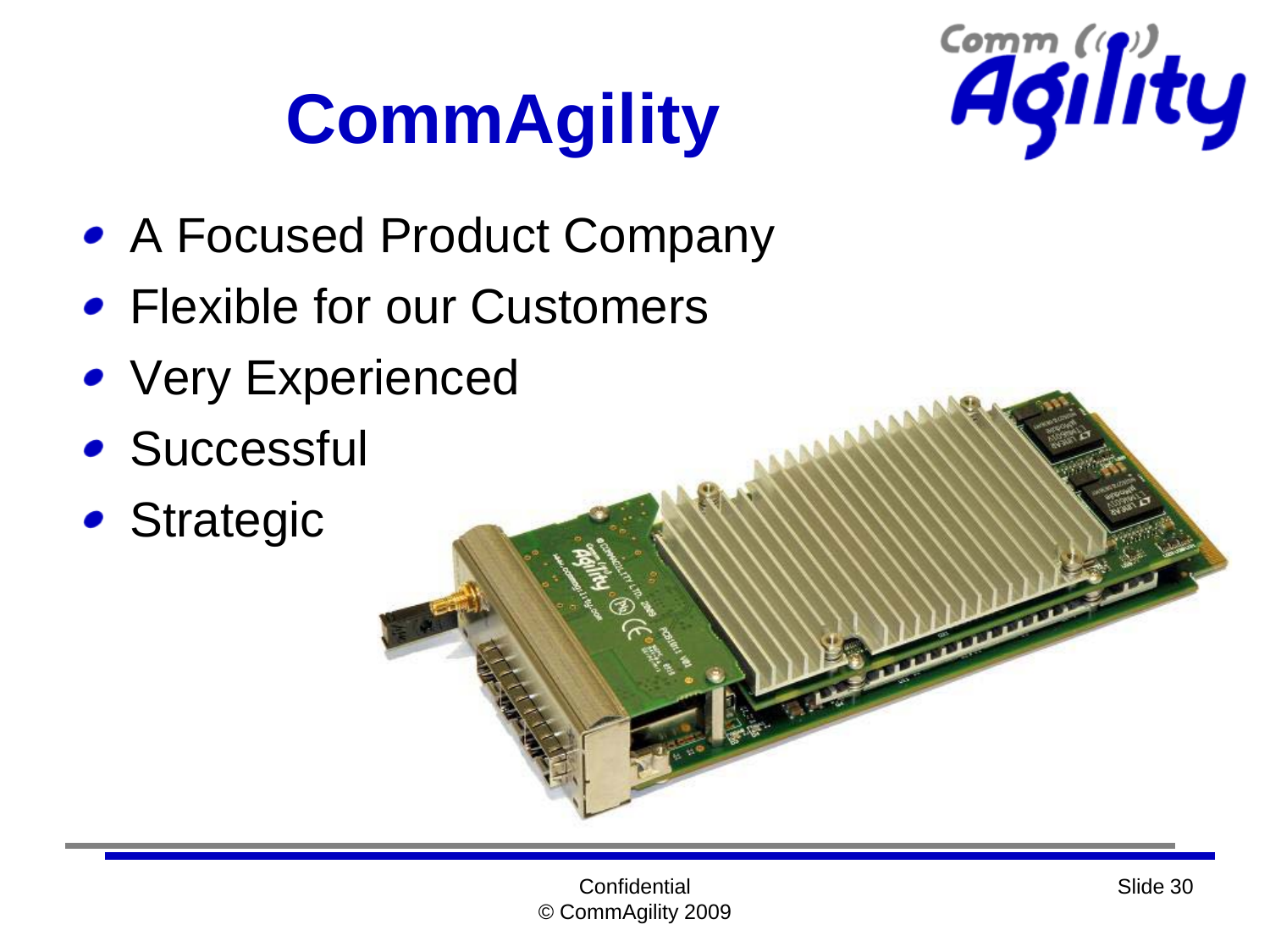# CommAgility

- A Focused Product Company
- Flexible for our Customers
- Very Experienced
- Successful
- Strategic

Confidential
© CommAgility 2009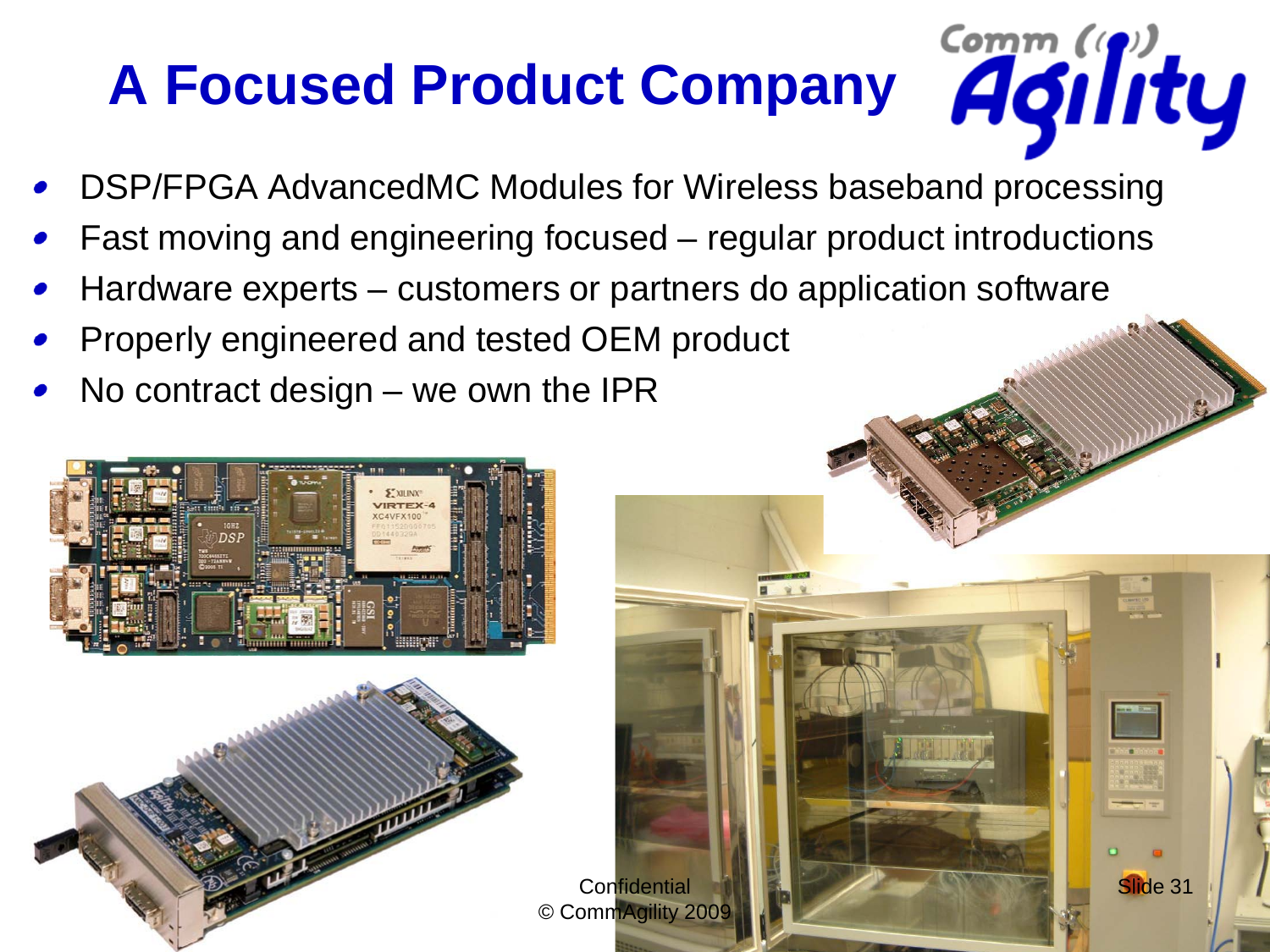# A Focused Product Company

- DSP/FPGA AdvancedMC Modules for Wireless baseband processing
- Fast moving and engineering focused – regular product introductions
- Hardware experts – customers or partners do application software
- Properly engineered and tested OEM product
- No contract design – we own the IPR

Confidential
© CommAgility 2009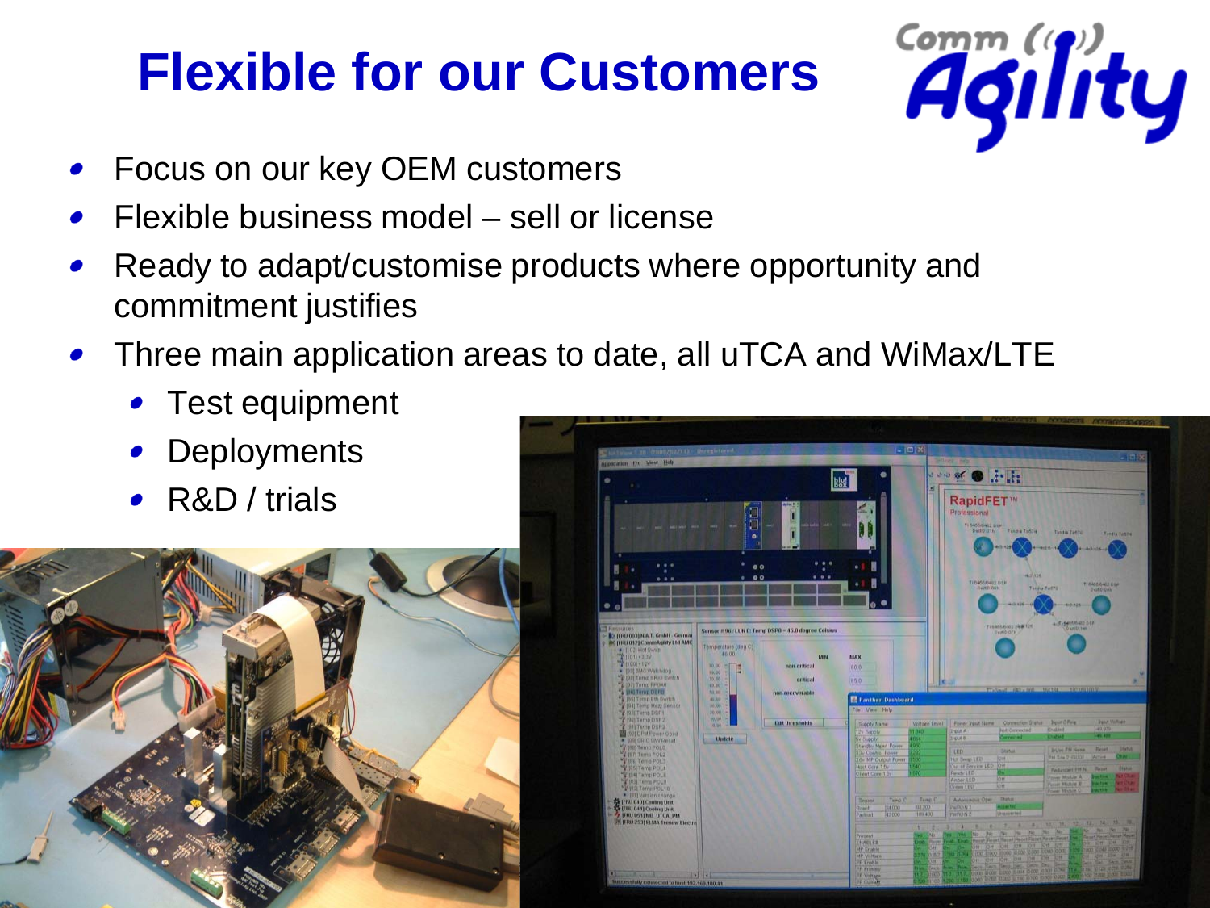# Flexible for our Customers

- Focus on our key OEM customers
- Flexible business model – sell or license
- Ready to adapt/customise products where opportunity and commitment justifies
- Three main application areas to date, all uTCA and WiMax/LTE
  - Test equipment
  - Deployments
  - R&D / trials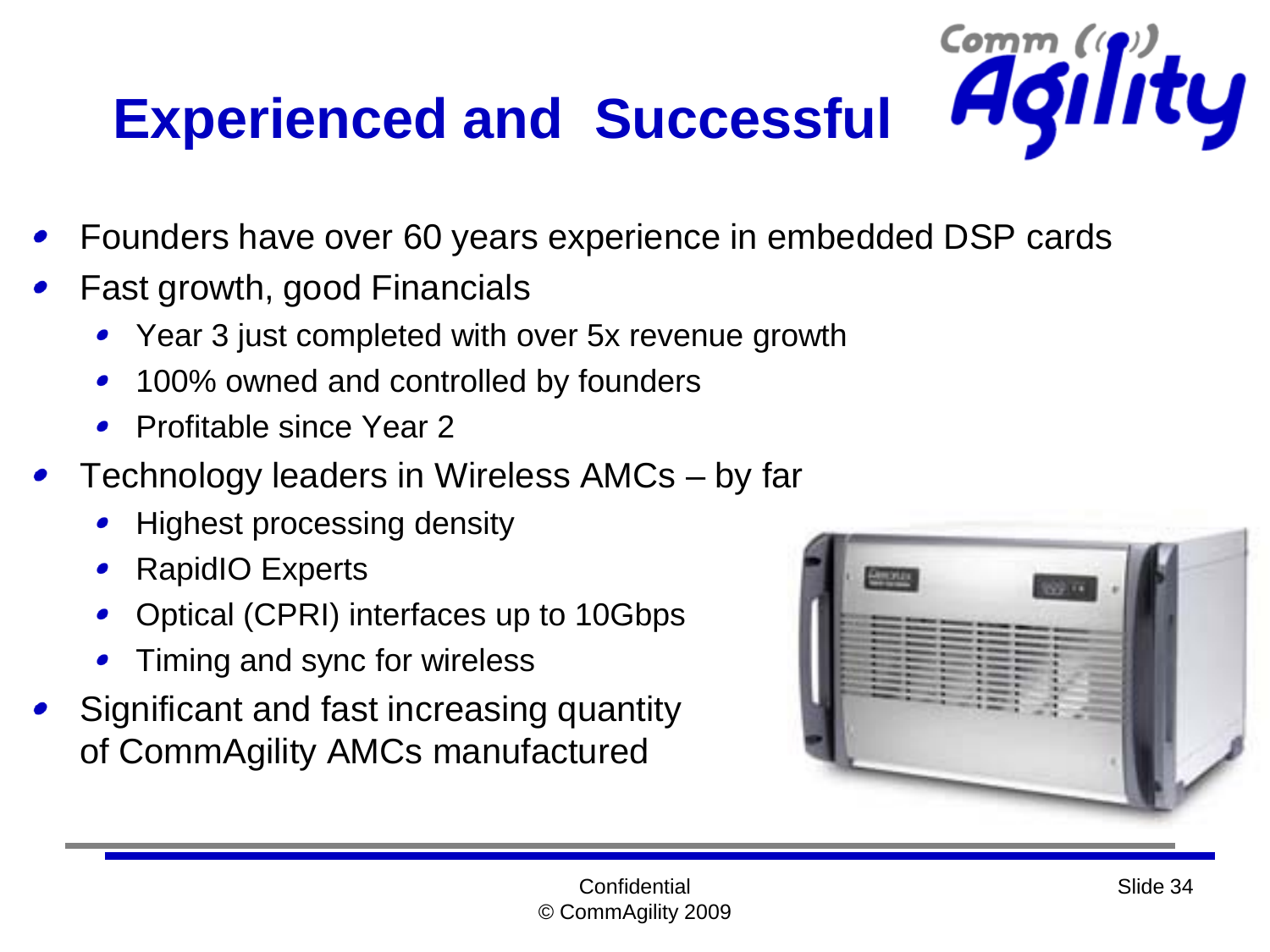# Experienced and Successful

- Founders have over 60 years experience in embedded DSP cards
- Fast growth, good Financials
  - Year 3 just completed with over 5x revenue growth
  - 100% owned and controlled by founders
  - Profitable since Year 2
- Technology leaders in Wireless AMCs – by far
  - Highest processing density
  - RapidIO Experts
  - Optical (CPRI) interfaces up to 10Gbps
  - Timing and sync for wireless
- Significant and fast increasing quantity of CommAgility AMCs manufactured

Confidential
© CommAgility 2009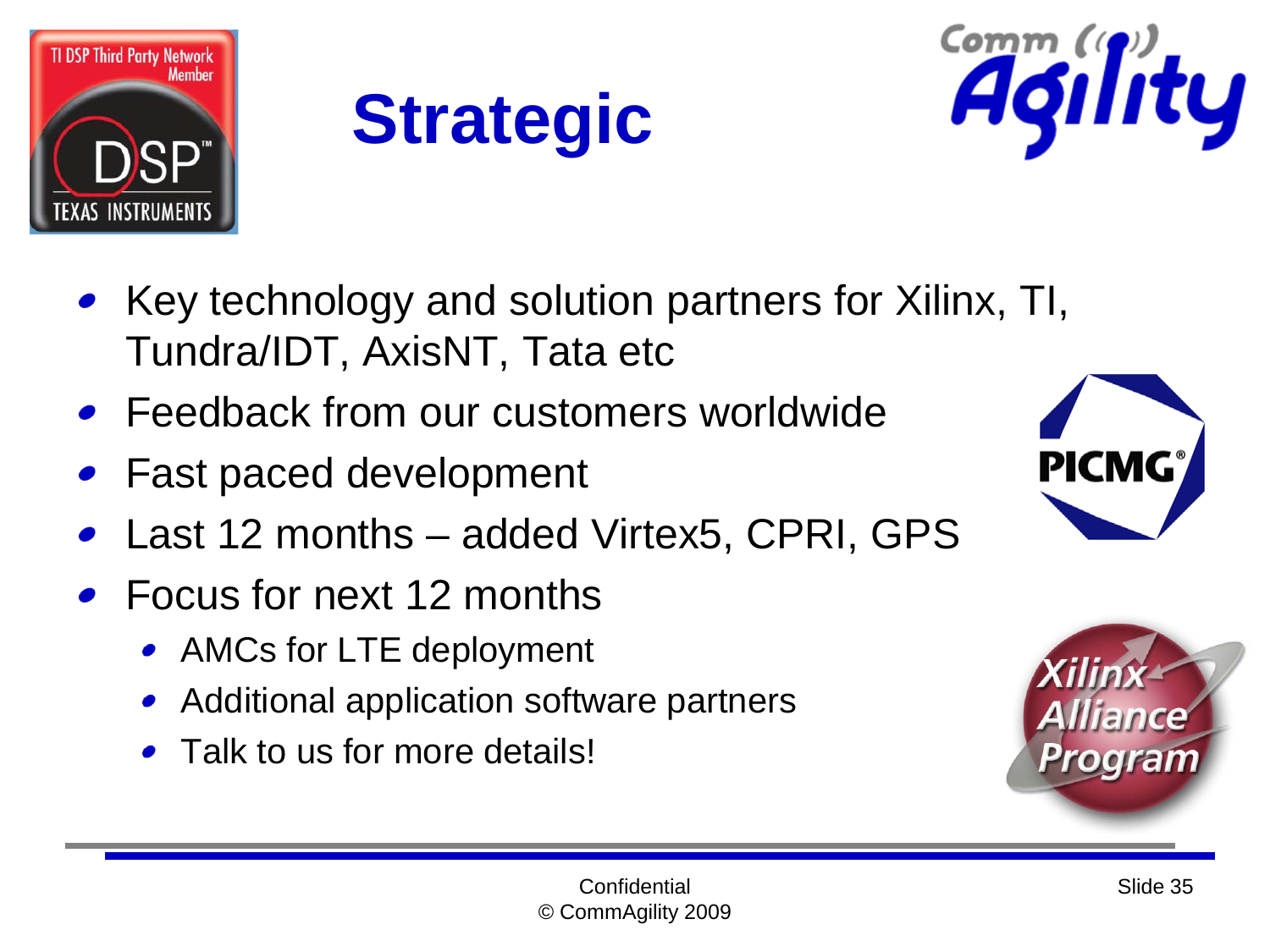# Strategic

- Key technology and solution partners for Xilinx, TI, Tundra/IDT, AxisNT, Tata etc
- Feedback from our customers worldwide
- Fast paced development
- Last 12 months – added Virtex5, CPRI, GPS
- Focus for next 12 months
  - AMCs for LTE deployment
  - Additional application software partners
  - Talk to us for more details!

Confidential
© CommAgility 2009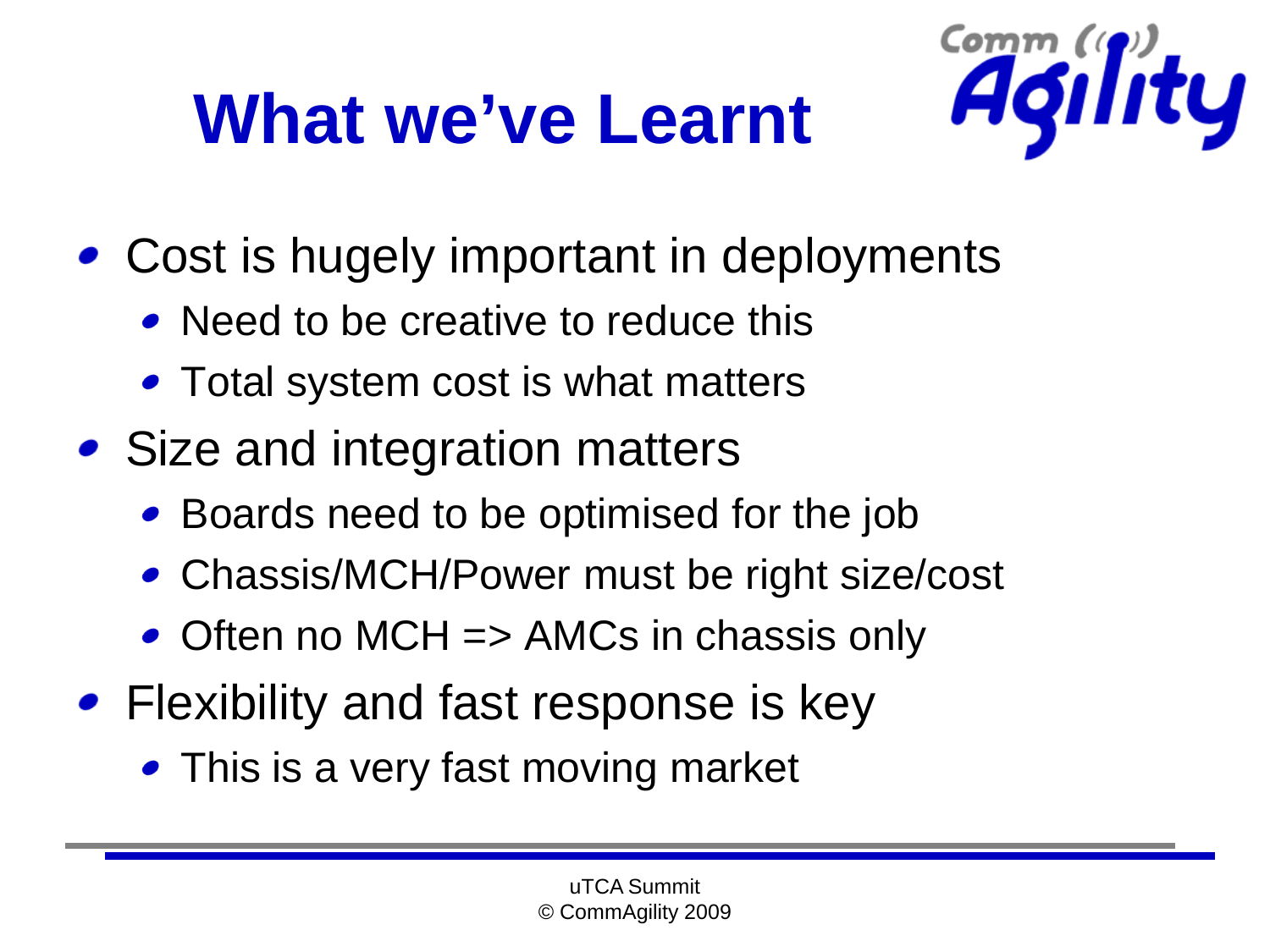# What we've Learnt

- Cost is hugely important in deployments
  - Need to be creative to reduce this
  - Total system cost is what matters
- Size and integration matters
  - Boards need to be optimised for the job
  - Chassis/MCH/Power must be right size/cost
  - Often no MCH => AMCs in chassis only
- Flexibility and fast response is key
  - This is a very fast moving market